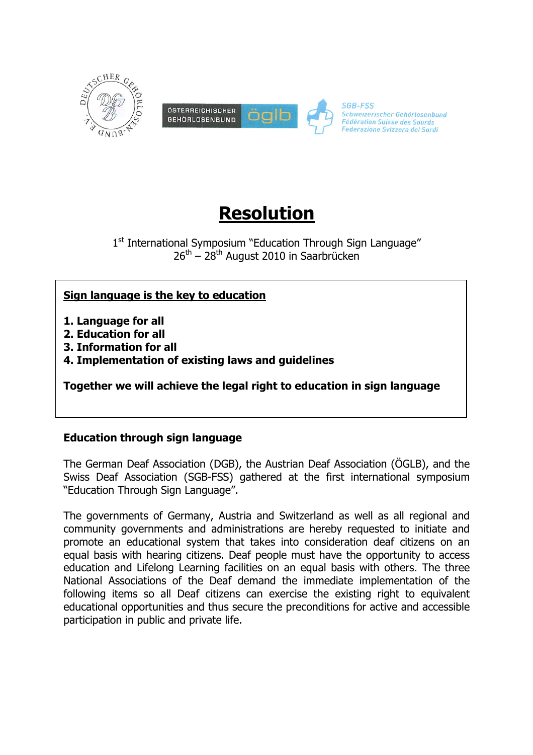# Resolution

1st International Symposium "Education Through Sign Language"
26th – 28th August 2010 in Saarbrücken

**Sign language is the key to education**

**1. Language for all**
**2. Education for all**
**3. Information for all**
**4. Implementation of existing laws and guidelines**

**Together we will achieve the legal right to education in sign language**

### Education through sign language

The German Deaf Association (DGB), the Austrian Deaf Association (ÖGLB), and the Swiss Deaf Association (SGB-FSS) gathered at the first international symposium "Education Through Sign Language".

The governments of Germany, Austria and Switzerland as well as all regional and community governments and administrations are hereby requested to initiate and promote an educational system that takes into consideration deaf citizens on an equal basis with hearing citizens. Deaf people must have the opportunity to access education and Lifelong Learning facilities on an equal basis with others. The three National Associations of the Deaf demand the immediate implementation of the following items so all Deaf citizens can exercise the existing right to equivalent educational opportunities and thus secure the preconditions for active and accessible participation in public and private life.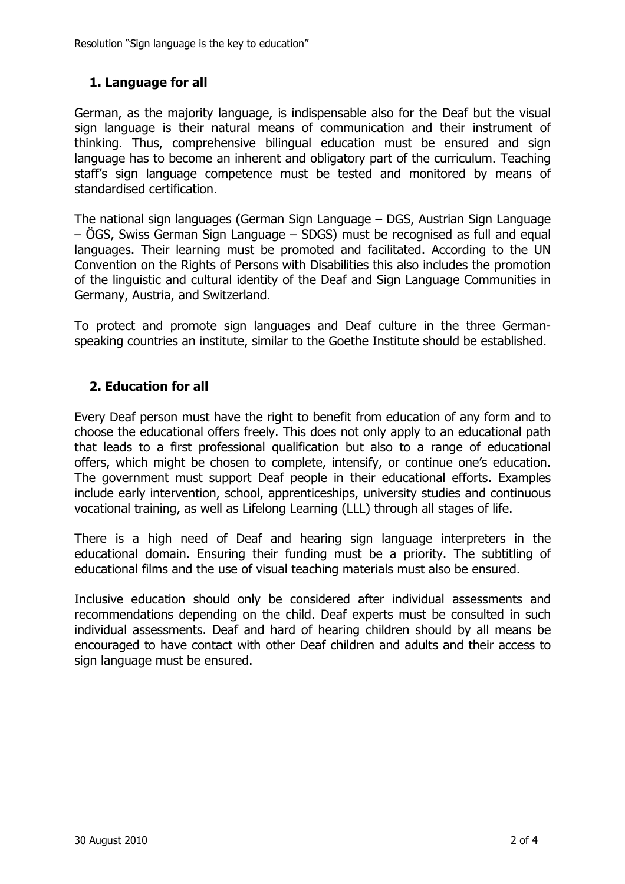## 1. Language for all

German, as the majority language, is indispensable also for the Deaf but the visual sign language is their natural means of communication and their instrument of thinking. Thus, comprehensive bilingual education must be ensured and sign language has to become an inherent and obligatory part of the curriculum. Teaching staff's sign language competence must be tested and monitored by means of standardised certification.

The national sign languages (German Sign Language – DGS, Austrian Sign Language – ÖGS, Swiss German Sign Language – SDGS) must be recognised as full and equal languages. Their learning must be promoted and facilitated. According to the UN Convention on the Rights of Persons with Disabilities this also includes the promotion of the linguistic and cultural identity of the Deaf and Sign Language Communities in Germany, Austria, and Switzerland.

To protect and promote sign languages and Deaf culture in the three German-speaking countries an institute, similar to the Goethe Institute should be established.

## 2. Education for all

Every Deaf person must have the right to benefit from education of any form and to choose the educational offers freely. This does not only apply to an educational path that leads to a first professional qualification but also to a range of educational offers, which might be chosen to complete, intensify, or continue one's education. The government must support Deaf people in their educational efforts. Examples include early intervention, school, apprenticeships, university studies and continuous vocational training, as well as Lifelong Learning (LLL) through all stages of life.

There is a high need of Deaf and hearing sign language interpreters in the educational domain. Ensuring their funding must be a priority. The subtitling of educational films and the use of visual teaching materials must also be ensured.

Inclusive education should only be considered after individual assessments and recommendations depending on the child. Deaf experts must be consulted in such individual assessments. Deaf and hard of hearing children should by all means be encouraged to have contact with other Deaf children and adults and their access to sign language must be ensured.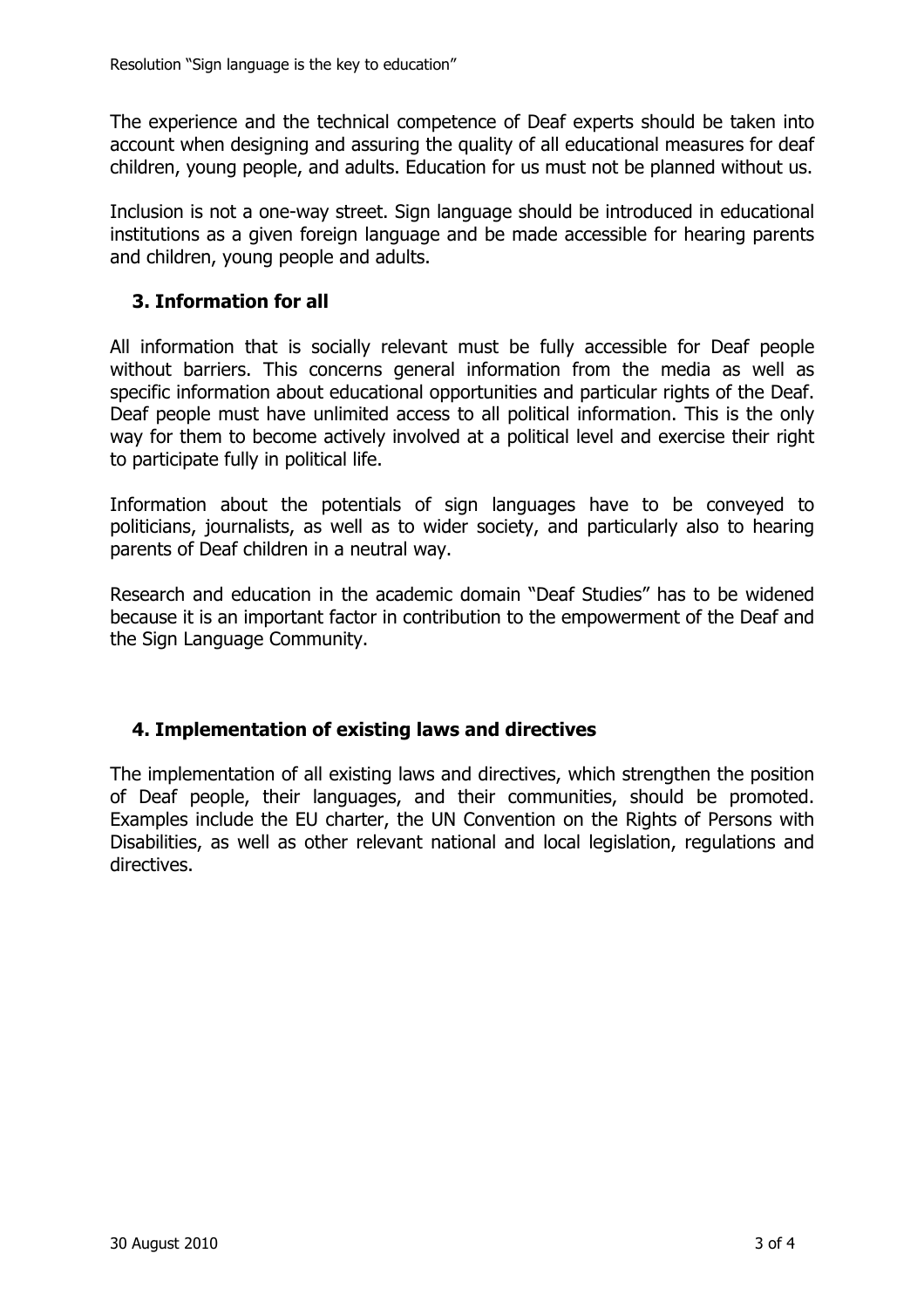The experience and the technical competence of Deaf experts should be taken into account when designing and assuring the quality of all educational measures for deaf children, young people, and adults. Education for us must not be planned without us.

Inclusion is not a one-way street. Sign language should be introduced in educational institutions as a given foreign language and be made accessible for hearing parents and children, young people and adults.

### 3. Information for all

All information that is socially relevant must be fully accessible for Deaf people without barriers. This concerns general information from the media as well as specific information about educational opportunities and particular rights of the Deaf. Deaf people must have unlimited access to all political information. This is the only way for them to become actively involved at a political level and exercise their right to participate fully in political life.

Information about the potentials of sign languages have to be conveyed to politicians, journalists, as well as to wider society, and particularly also to hearing parents of Deaf children in a neutral way.

Research and education in the academic domain "Deaf Studies" has to be widened because it is an important factor in contribution to the empowerment of the Deaf and the Sign Language Community.

### 4. Implementation of existing laws and directives

The implementation of all existing laws and directives, which strengthen the position of Deaf people, their languages, and their communities, should be promoted. Examples include the EU charter, the UN Convention on the Rights of Persons with Disabilities, as well as other relevant national and local legislation, regulations and directives.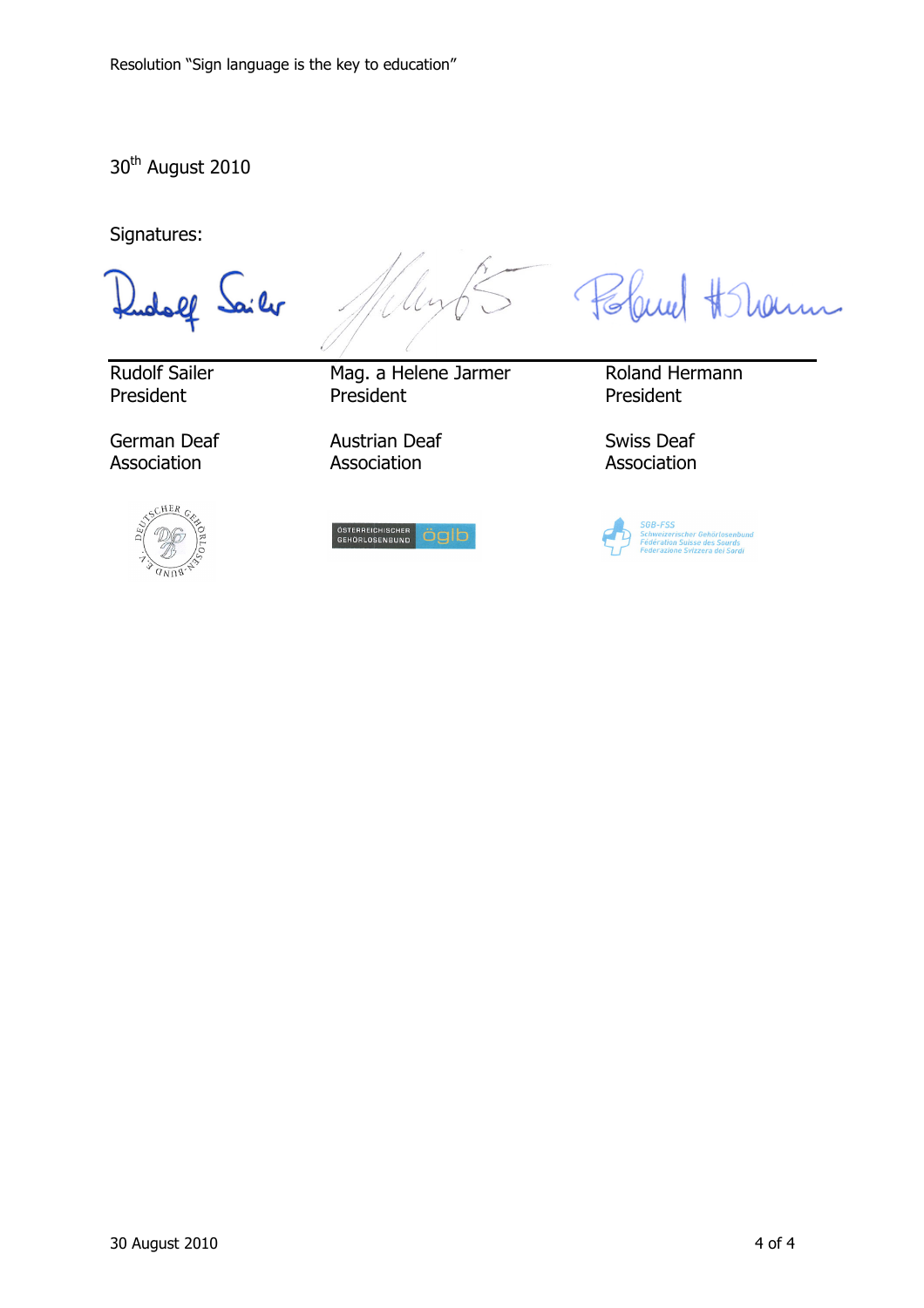30th August 2010

Signatures:

| Rudolf Sailer<br>President<br><br>German Deaf<br>Association | Mag. a Helene Jarmer<br>President<br><br>Austrian Deaf<br>Association | Roland Hermann<br>President<br><br>Swiss Deaf<br>Association |
|---|---|---|

ÖSTERREICHISCHER GEHÖRLOSENBUND öglb

SGB-FSS
Schweizerischer Gehörlosenbund
Fédération Suisse des Sourds
Federazione Svizzera dei Sordi